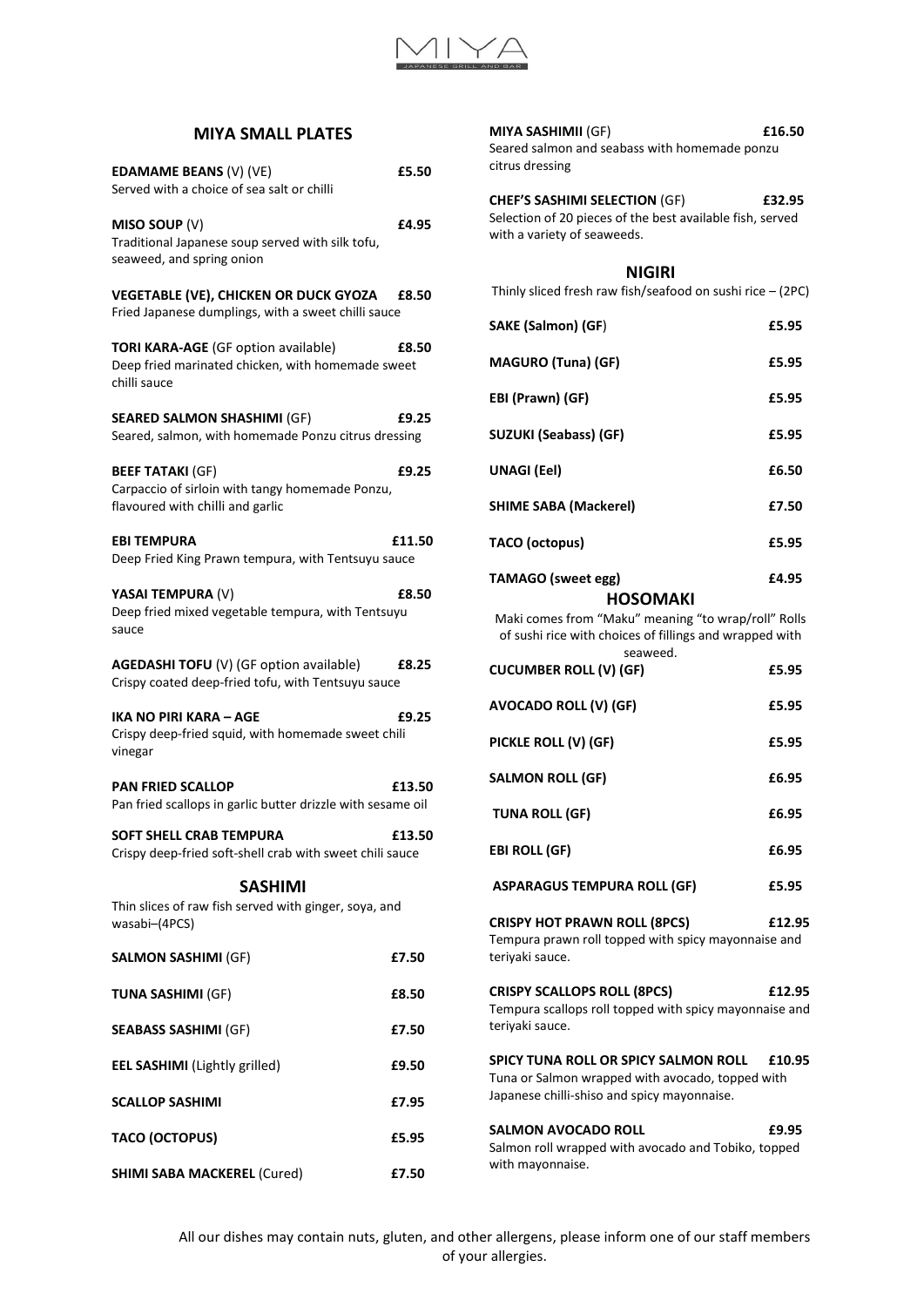MIYA
JAPANESE GRILL AND BAR

## MIYA SMALL PLATES

**EDAMAME BEANS** (V) (VE) — **£5.50**
Served with a choice of sea salt or chilli

**MISO SOUP** (V) — **£4.95**
Traditional Japanese soup served with silk tofu, seaweed, and spring onion

**VEGETABLE (VE), CHICKEN OR DUCK GYOZA** — **£8.50**
Fried Japanese dumplings, with a sweet chilli sauce

**TORI KARA-AGE** (GF option available) — **£8.50**
Deep fried marinated chicken, with homemade sweet chilli sauce

**SEARED SALMON SHASHIMI** (GF) — **£9.25**
Seared, salmon, with homemade Ponzu citrus dressing

**BEEF TATAKI** (GF) — **£9.25**
Carpaccio of sirloin with tangy homemade Ponzu, flavoured with chilli and garlic

**EBI TEMPURA** — **£11.50**
Deep Fried King Prawn tempura, with Tentsuyu sauce

**YASAI TEMPURA** (V) — **£8.50**
Deep fried mixed vegetable tempura, with Tentsuyu sauce

**AGEDASHI TOFU** (V) (GF option available) — **£8.25**
Crispy coated deep-fried tofu, with Tentsuyu sauce

**IKA NO PIRI KARA – AGE** — **£9.25**
Crispy deep-fried squid, with homemade sweet chili vinegar

**PAN FRIED SCALLOP** — **£13.50**
Pan fried scallops in garlic butter drizzle with sesame oil

**SOFT SHELL CRAB TEMPURA** — **£13.50**
Crispy deep-fried soft-shell crab with sweet chili sauce

## SASHIMI

Thin slices of raw fish served with ginger, soya, and wasabi–(4PCS)

| Item | Price |
|---|---|
| **SALMON SASHIMI** (GF) | **£7.50** |
| **TUNA SASHIMI** (GF) | **£8.50** |
| **SEABASS SASHIMI** (GF) | **£7.50** |
| **EEL SASHIMI** (Lightly grilled) | **£9.50** |
| **SCALLOP SASHIMI** | **£7.95** |
| **TACO (OCTOPUS)** | **£5.95** |
| **SHIMI SABA MACKEREL** (Cured) | **£7.50** |

**MIYA SASHIMII** (GF) — **£16.50**
Seared salmon and seabass with homemade ponzu citrus dressing

**CHEF'S SASHIMI SELECTION** (GF) — **£32.95**
Selection of 20 pieces of the best available fish, served with a variety of seaweeds.

## NIGIRI

Thinly sliced fresh raw fish/seafood on sushi rice – (2PC)

| Item | Price |
|---|---|
| **SAKE (Salmon) (GF)** | **£5.95** |
| **MAGURO (Tuna) (GF)** | **£5.95** |
| **EBI (Prawn) (GF)** | **£5.95** |
| **SUZUKI (Seabass) (GF)** | **£5.95** |
| **UNAGI (Eel)** | **£6.50** |
| **SHIME SABA (Mackerel)** | **£7.50** |
| **TACO (octopus)** | **£5.95** |
| **TAMAGO (sweet egg)** | **£4.95** |

## HOSOMAKI

Maki comes from "Maku" meaning "to wrap/roll" Rolls of sushi rice with choices of fillings and wrapped with seaweed.

| Item | Price |
|---|---|
| **CUCUMBER ROLL (V) (GF)** | **£5.95** |
| **AVOCADO ROLL (V) (GF)** | **£5.95** |
| **PICKLE ROLL (V) (GF)** | **£5.95** |
| **SALMON ROLL (GF)** | **£6.95** |
| **TUNA ROLL (GF)** | **£6.95** |
| **EBI ROLL (GF)** | **£6.95** |
| **ASPARAGUS TEMPURA ROLL (GF)** | **£5.95** |

**CRISPY HOT PRAWN ROLL (8PCS)** — **£12.95**
Tempura prawn roll topped with spicy mayonnaise and teriyaki sauce.

**CRISPY SCALLOPS ROLL (8PCS)** — **£12.95**
Tempura scallops roll topped with spicy mayonnaise and teriyaki sauce.

**SPICY TUNA ROLL OR SPICY SALMON ROLL** — **£10.95**
Tuna or Salmon wrapped with avocado, topped with Japanese chilli-shiso and spicy mayonnaise.

**SALMON AVOCADO ROLL** — **£9.95**
Salmon roll wrapped with avocado and Tobiko, topped with mayonnaise.

All our dishes may contain nuts, gluten, and other allergens, please inform one of our staff members of your allergies.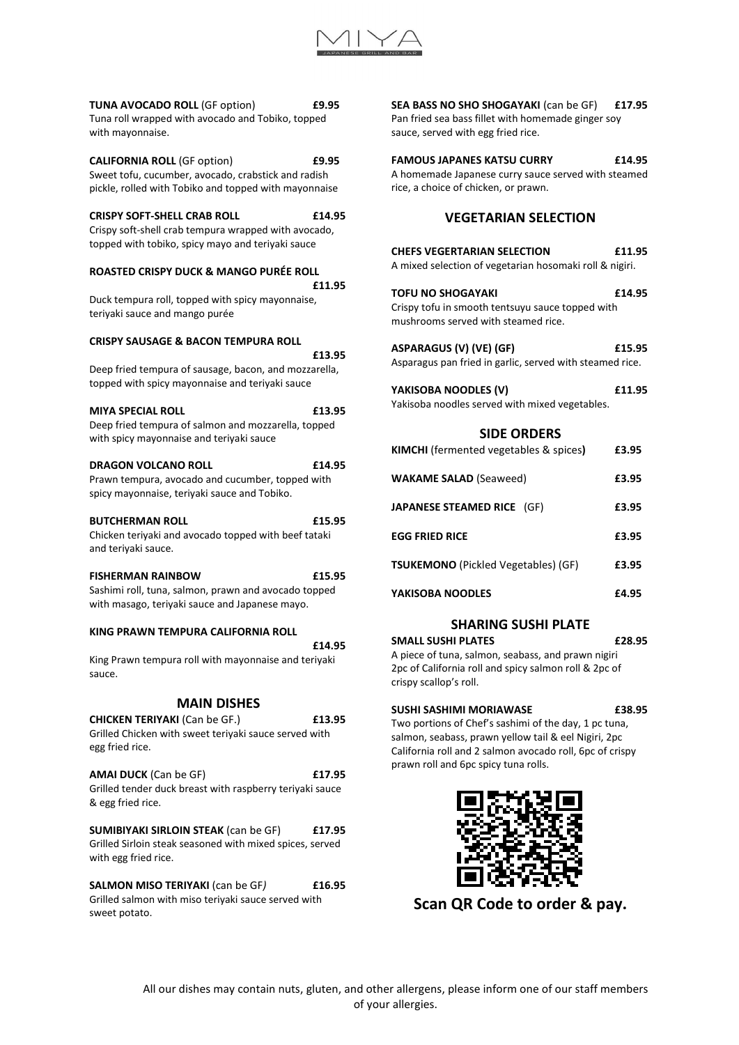MIYA
JAPANESE GRILL AND BAR

**TUNA AVOCADO ROLL** (GF option) **£9.95**
Tuna roll wrapped with avocado and Tobiko, topped with mayonnaise.

**CALIFORNIA ROLL** (GF option) **£9.95**
Sweet tofu, cucumber, avocado, crabstick and radish pickle, rolled with Tobiko and topped with mayonnaise

**CRISPY SOFT-SHELL CRAB ROLL** **£14.95**
Crispy soft-shell crab tempura wrapped with avocado, topped with tobiko, spicy mayo and teriyaki sauce

**ROASTED CRISPY DUCK & MANGO PURÉE ROLL** **£11.95**
Duck tempura roll, topped with spicy mayonnaise, teriyaki sauce and mango purée

**CRISPY SAUSAGE & BACON TEMPURA ROLL** **£13.95**
Deep fried tempura of sausage, bacon, and mozzarella, topped with spicy mayonnaise and teriyaki sauce

**MIYA SPECIAL ROLL** **£13.95**
Deep fried tempura of salmon and mozzarella, topped with spicy mayonnaise and teriyaki sauce

**DRAGON VOLCANO ROLL** **£14.95**
Prawn tempura, avocado and cucumber, topped with spicy mayonnaise, teriyaki sauce and Tobiko.

**BUTCHERMAN ROLL** **£15.95**
Chicken teriyaki and avocado topped with beef tataki and teriyaki sauce.

**FISHERMAN RAINBOW** **£15.95**
Sashimi roll, tuna, salmon, prawn and avocado topped with masago, teriyaki sauce and Japanese mayo.

**KING PRAWN TEMPURA CALIFORNIA ROLL** **£14.95**
King Prawn tempura roll with mayonnaise and teriyaki sauce.

## MAIN DISHES

**CHICKEN TERIYAKI** (Can be GF.) **£13.95**
Grilled Chicken with sweet teriyaki sauce served with egg fried rice.

**AMAI DUCK** (Can be GF) **£17.95**
Grilled tender duck breast with raspberry teriyaki sauce & egg fried rice.

**SUMIBIYAKI SIRLOIN STEAK** (can be GF) **£17.95**
Grilled Sirloin steak seasoned with mixed spices, served with egg fried rice.

**SALMON MISO TERIYAKI** (can be GF*)* **£16.95**
Grilled salmon with miso teriyaki sauce served with sweet potato.

**SEA BASS NO SHO SHOGAYAKI** (can be GF) **£17.95**
Pan fried sea bass fillet with homemade ginger soy sauce, served with egg fried rice.

**FAMOUS JAPANES KATSU CURRY** **£14.95**
A homemade Japanese curry sauce served with steamed rice, a choice of chicken, or prawn.

## VEGETARIAN SELECTION

**CHEFS VEGERTARIAN SELECTION** **£11.95**
A mixed selection of vegetarian hosomaki roll & nigiri.

**TOFU NO SHOGAYAKI** **£14.95**
Crispy tofu in smooth tentsuyu sauce topped with mushrooms served with steamed rice.

**ASPARAGUS (V) (VE) (GF)** **£15.95**
Asparagus pan fried in garlic, served with steamed rice.

**YAKISOBA NOODLES (V)** **£11.95**
Yakisoba noodles served with mixed vegetables.

## SIDE ORDERS

**KIMCHI** (fermented vegetables & spices**)** **£3.95**

**WAKAME SALAD** (Seaweed) **£3.95**

**JAPANESE STEAMED RICE** (GF) **£3.95**

**EGG FRIED RICE** **£3.95**

**TSUKEMONO** (Pickled Vegetables) (GF) **£3.95**

**YAKISOBA NOODLES** **£4.95**

## SHARING SUSHI PLATE

**SMALL SUSHI PLATES** **£28.95**
A piece of tuna, salmon, seabass, and prawn nigiri 2pc of California roll and spicy salmon roll & 2pc of crispy scallop's roll.

**SUSHI SASHIMI MORIAWASE** **£38.95**
Two portions of Chef's sashimi of the day, 1 pc tuna, salmon, seabass, prawn yellow tail & eel Nigiri, 2pc California roll and 2 salmon avocado roll, 6pc of crispy prawn roll and 6pc spicy tuna rolls.

**Scan QR Code to order & pay.**

All our dishes may contain nuts, gluten, and other allergens, please inform one of our staff members of your allergies.